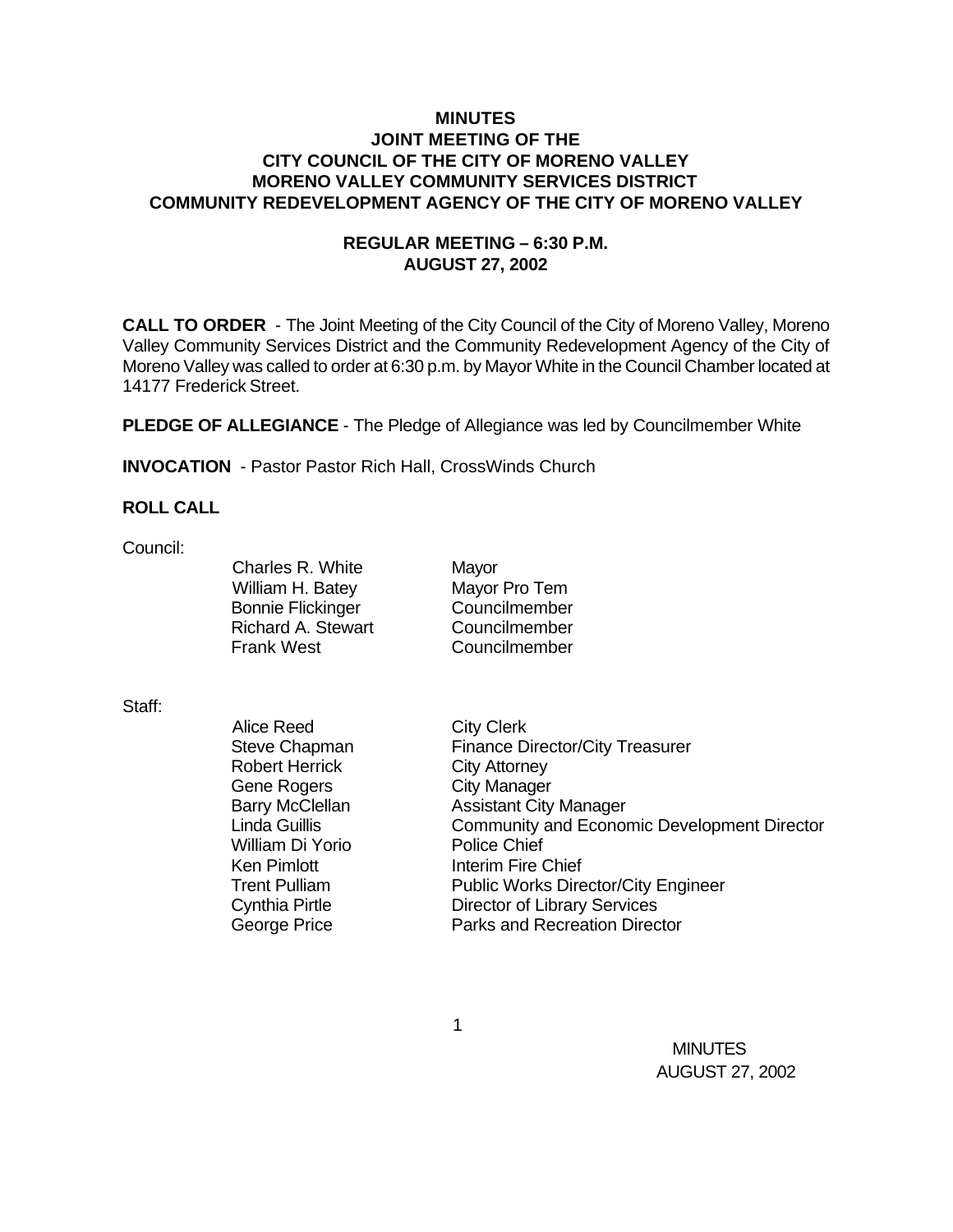# MINUTES
## JOINT MEETING OF THE
## CITY COUNCIL OF THE CITY OF MORENO VALLEY
## MORENO VALLEY COMMUNITY SERVICES DISTRICT
## COMMUNITY REDEVELOPMENT AGENCY OF THE CITY OF MORENO VALLEY

### REGULAR MEETING – 6:30 P.M.
### AUGUST 27, 2002

**CALL TO ORDER** - The Joint Meeting of the City Council of the City of Moreno Valley, Moreno Valley Community Services District and the Community Redevelopment Agency of the City of Moreno Valley was called to order at 6:30 p.m. by Mayor White in the Council Chamber located at 14177 Frederick Street.

**PLEDGE OF ALLEGIANCE** - The Pledge of Allegiance was led by Councilmember White

**INVOCATION** - Pastor Pastor Rich Hall, CrossWinds Church

**ROLL CALL**

Council:

| | |
|---|---|
| Charles R. White | Mayor |
| William H. Batey | Mayor Pro Tem |
| Bonnie Flickinger | Councilmember |
| Richard A. Stewart | Councilmember |
| Frank West | Councilmember |

Staff:

| | |
|---|---|
| Alice Reed | City Clerk |
| Steve Chapman | Finance Director/City Treasurer |
| Robert Herrick | City Attorney |
| Gene Rogers | City Manager |
| Barry McClellan | Assistant City Manager |
| Linda Guillis | Community and Economic Development Director |
| William Di Yorio | Police Chief |
| Ken Pimlott | Interim Fire Chief |
| Trent Pulliam | Public Works Director/City Engineer |
| Cynthia Pirtle | Director of Library Services |
| George Price | Parks and Recreation Director |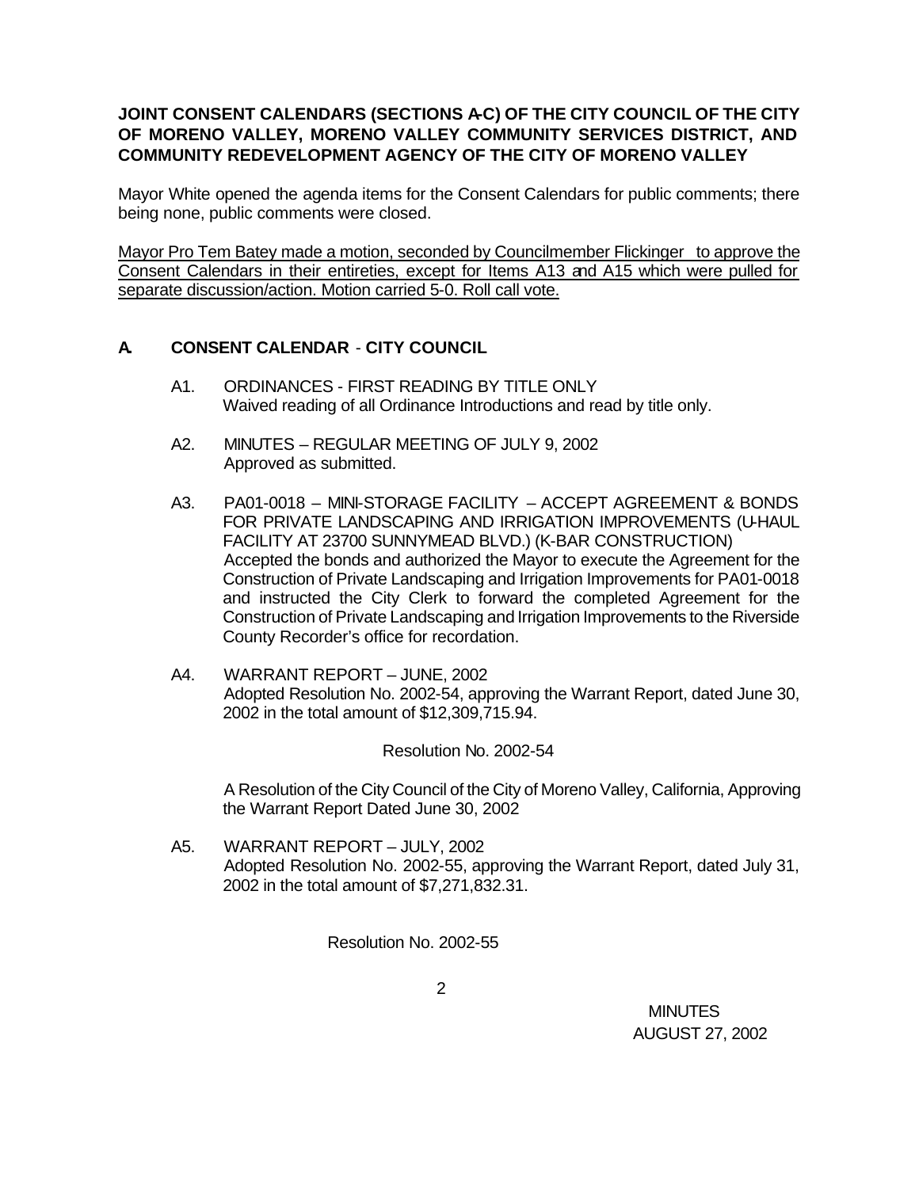**JOINT CONSENT CALENDARS (SECTIONS A-C) OF THE CITY COUNCIL OF THE CITY OF MORENO VALLEY, MORENO VALLEY COMMUNITY SERVICES DISTRICT, AND COMMUNITY REDEVELOPMENT AGENCY OF THE CITY OF MORENO VALLEY**

Mayor White opened the agenda items for the Consent Calendars for public comments; there being none, public comments were closed.

Mayor Pro Tem Batey made a motion, seconded by Councilmember Flickinger to approve the Consent Calendars in their entireties, except for Items A13 and A15 which were pulled for separate discussion/action. Motion carried 5-0. Roll call vote.

## A. CONSENT CALENDAR - CITY COUNCIL

A1. ORDINANCES - FIRST READING BY TITLE ONLY
Waived reading of all Ordinance Introductions and read by title only.

A2. MINUTES – REGULAR MEETING OF JULY 9, 2002
Approved as submitted.

A3. PA01-0018 – MINI-STORAGE FACILITY – ACCEPT AGREEMENT & BONDS FOR PRIVATE LANDSCAPING AND IRRIGATION IMPROVEMENTS (U-HAUL FACILITY AT 23700 SUNNYMEAD BLVD.) (K-BAR CONSTRUCTION)
Accepted the bonds and authorized the Mayor to execute the Agreement for the Construction of Private Landscaping and Irrigation Improvements for PA01-0018 and instructed the City Clerk to forward the completed Agreement for the Construction of Private Landscaping and Irrigation Improvements to the Riverside County Recorder's office for recordation.

A4. WARRANT REPORT – JUNE, 2002
Adopted Resolution No. 2002-54, approving the Warrant Report, dated June 30, 2002 in the total amount of $12,309,715.94.

Resolution No. 2002-54

A Resolution of the City Council of the City of Moreno Valley, California, Approving the Warrant Report Dated June 30, 2002

A5. WARRANT REPORT – JULY, 2002
Adopted Resolution No. 2002-55, approving the Warrant Report, dated July 31, 2002 in the total amount of $7,271,832.31.

Resolution No. 2002-55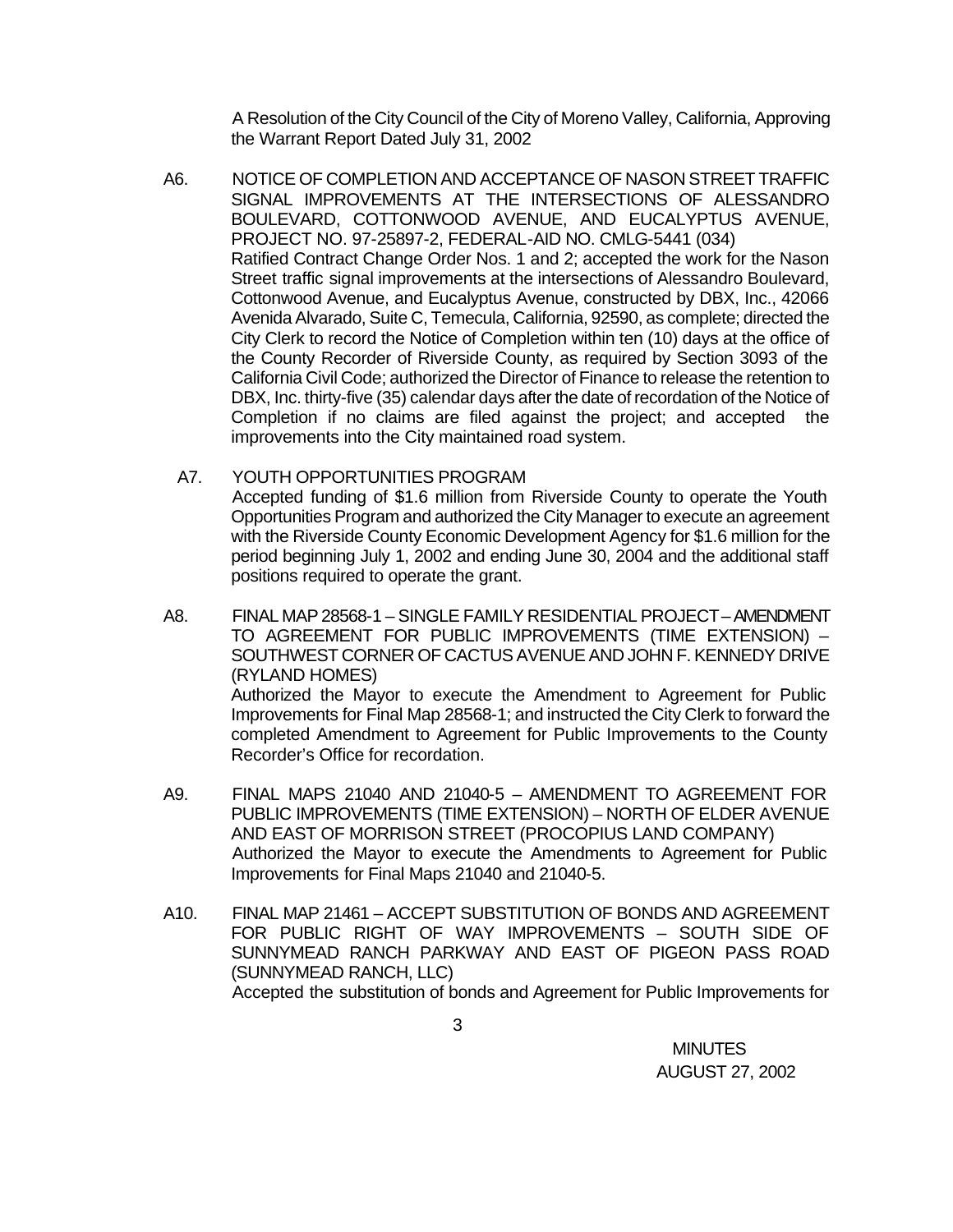A Resolution of the City Council of the City of Moreno Valley, California, Approving the Warrant Report Dated July 31, 2002

A6. NOTICE OF COMPLETION AND ACCEPTANCE OF NASON STREET TRAFFIC SIGNAL IMPROVEMENTS AT THE INTERSECTIONS OF ALESSANDRO BOULEVARD, COTTONWOOD AVENUE, AND EUCALYPTUS AVENUE, PROJECT NO. 97-25897-2, FEDERAL-AID NO. CMLG-5441 (034)

Ratified Contract Change Order Nos. 1 and 2; accepted the work for the Nason Street traffic signal improvements at the intersections of Alessandro Boulevard, Cottonwood Avenue, and Eucalyptus Avenue, constructed by DBX, Inc., 42066 Avenida Alvarado, Suite C, Temecula, California, 92590, as complete; directed the City Clerk to record the Notice of Completion within ten (10) days at the office of the County Recorder of Riverside County, as required by Section 3093 of the California Civil Code; authorized the Director of Finance to release the retention to DBX, Inc. thirty-five (35) calendar days after the date of recordation of the Notice of Completion if no claims are filed against the project; and accepted the improvements into the City maintained road system.

A7. YOUTH OPPORTUNITIES PROGRAM

Accepted funding of $1.6 million from Riverside County to operate the Youth Opportunities Program and authorized the City Manager to execute an agreement with the Riverside County Economic Development Agency for $1.6 million for the period beginning July 1, 2002 and ending June 30, 2004 and the additional staff positions required to operate the grant.

A8. FINAL MAP 28568-1 – SINGLE FAMILY RESIDENTIAL PROJECT – AMENDMENT TO AGREEMENT FOR PUBLIC IMPROVEMENTS (TIME EXTENSION) – SOUTHWEST CORNER OF CACTUS AVENUE AND JOHN F. KENNEDY DRIVE (RYLAND HOMES)

Authorized the Mayor to execute the Amendment to Agreement for Public Improvements for Final Map 28568-1; and instructed the City Clerk to forward the completed Amendment to Agreement for Public Improvements to the County Recorder's Office for recordation.

A9. FINAL MAPS 21040 AND 21040-5 – AMENDMENT TO AGREEMENT FOR PUBLIC IMPROVEMENTS (TIME EXTENSION) – NORTH OF ELDER AVENUE AND EAST OF MORRISON STREET (PROCOPIUS LAND COMPANY)

Authorized the Mayor to execute the Amendments to Agreement for Public Improvements for Final Maps 21040 and 21040-5.

A10. FINAL MAP 21461 – ACCEPT SUBSTITUTION OF BONDS AND AGREEMENT FOR PUBLIC RIGHT OF WAY IMPROVEMENTS – SOUTH SIDE OF SUNNYMEAD RANCH PARKWAY AND EAST OF PIGEON PASS ROAD (SUNNYMEAD RANCH, LLC)

Accepted the substitution of bonds and Agreement for Public Improvements for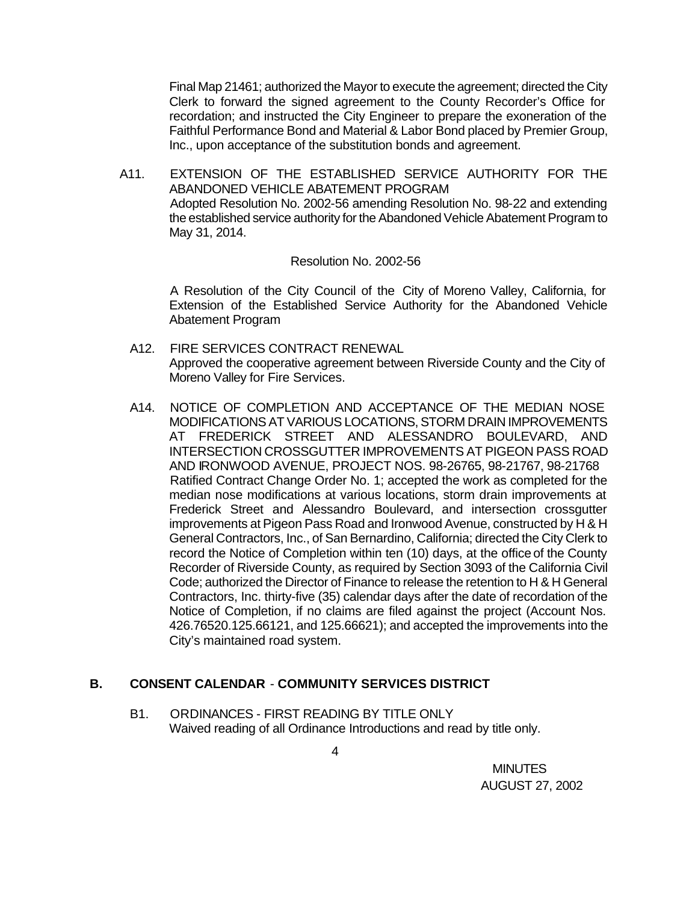Final Map 21461; authorized the Mayor to execute the agreement; directed the City Clerk to forward the signed agreement to the County Recorder's Office for recordation; and instructed the City Engineer to prepare the exoneration of the Faithful Performance Bond and Material & Labor Bond placed by Premier Group, Inc., upon acceptance of the substitution bonds and agreement.

A11. EXTENSION OF THE ESTABLISHED SERVICE AUTHORITY FOR THE ABANDONED VEHICLE ABATEMENT PROGRAM
Adopted Resolution No. 2002-56 amending Resolution No. 98-22 and extending the established service authority for the Abandoned Vehicle Abatement Program to May 31, 2014.

Resolution No. 2002-56

A Resolution of the City Council of the City of Moreno Valley, California, for Extension of the Established Service Authority for the Abandoned Vehicle Abatement Program

A12. FIRE SERVICES CONTRACT RENEWAL
Approved the cooperative agreement between Riverside County and the City of Moreno Valley for Fire Services.

A14. NOTICE OF COMPLETION AND ACCEPTANCE OF THE MEDIAN NOSE MODIFICATIONS AT VARIOUS LOCATIONS, STORM DRAIN IMPROVEMENTS AT FREDERICK STREET AND ALESSANDRO BOULEVARD, AND INTERSECTION CROSSGUTTER IMPROVEMENTS AT PIGEON PASS ROAD AND IRONWOOD AVENUE, PROJECT NOS. 98-26765, 98-21767, 98-21768
Ratified Contract Change Order No. 1; accepted the work as completed for the median nose modifications at various locations, storm drain improvements at Frederick Street and Alessandro Boulevard, and intersection crossgutter improvements at Pigeon Pass Road and Ironwood Avenue, constructed by H & H General Contractors, Inc., of San Bernardino, California; directed the City Clerk to record the Notice of Completion within ten (10) days, at the office of the County Recorder of Riverside County, as required by Section 3093 of the California Civil Code; authorized the Director of Finance to release the retention to H & H General Contractors, Inc. thirty-five (35) calendar days after the date of recordation of the Notice of Completion, if no claims are filed against the project (Account Nos. 426.76520.125.66121, and 125.66621); and accepted the improvements into the City's maintained road system.

## B. CONSENT CALENDAR - COMMUNITY SERVICES DISTRICT

B1. ORDINANCES - FIRST READING BY TITLE ONLY
Waived reading of all Ordinance Introductions and read by title only.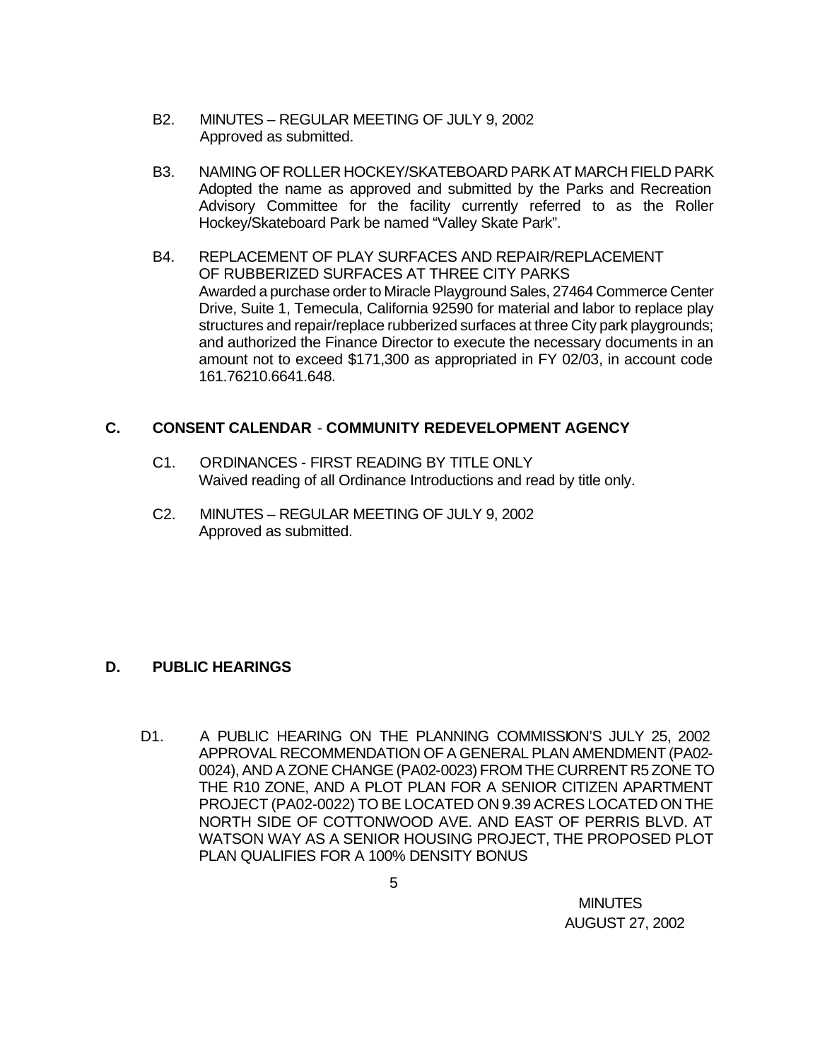B2. MINUTES – REGULAR MEETING OF JULY 9, 2002
Approved as submitted.

B3. NAMING OF ROLLER HOCKEY/SKATEBOARD PARK AT MARCH FIELD PARK
Adopted the name as approved and submitted by the Parks and Recreation Advisory Committee for the facility currently referred to as the Roller Hockey/Skateboard Park be named "Valley Skate Park".

B4. REPLACEMENT OF PLAY SURFACES AND REPAIR/REPLACEMENT OF RUBBERIZED SURFACES AT THREE CITY PARKS
Awarded a purchase order to Miracle Playground Sales, 27464 Commerce Center Drive, Suite 1, Temecula, California 92590 for material and labor to replace play structures and repair/replace rubberized surfaces at three City park playgrounds; and authorized the Finance Director to execute the necessary documents in an amount not to exceed $171,300 as appropriated in FY 02/03, in account code 161.76210.6641.648.

## C. CONSENT CALENDAR - COMMUNITY REDEVELOPMENT AGENCY

C1. ORDINANCES - FIRST READING BY TITLE ONLY
Waived reading of all Ordinance Introductions and read by title only.

C2. MINUTES – REGULAR MEETING OF JULY 9, 2002
Approved as submitted.

## D. PUBLIC HEARINGS

D1. A PUBLIC HEARING ON THE PLANNING COMMISSION'S JULY 25, 2002 APPROVAL RECOMMENDATION OF A GENERAL PLAN AMENDMENT (PA02-0024), AND A ZONE CHANGE (PA02-0023) FROM THE CURRENT R5 ZONE TO THE R10 ZONE, AND A PLOT PLAN FOR A SENIOR CITIZEN APARTMENT PROJECT (PA02-0022) TO BE LOCATED ON 9.39 ACRES LOCATED ON THE NORTH SIDE OF COTTONWOOD AVE. AND EAST OF PERRIS BLVD. AT WATSON WAY AS A SENIOR HOUSING PROJECT, THE PROPOSED PLOT PLAN QUALIFIES FOR A 100% DENSITY BONUS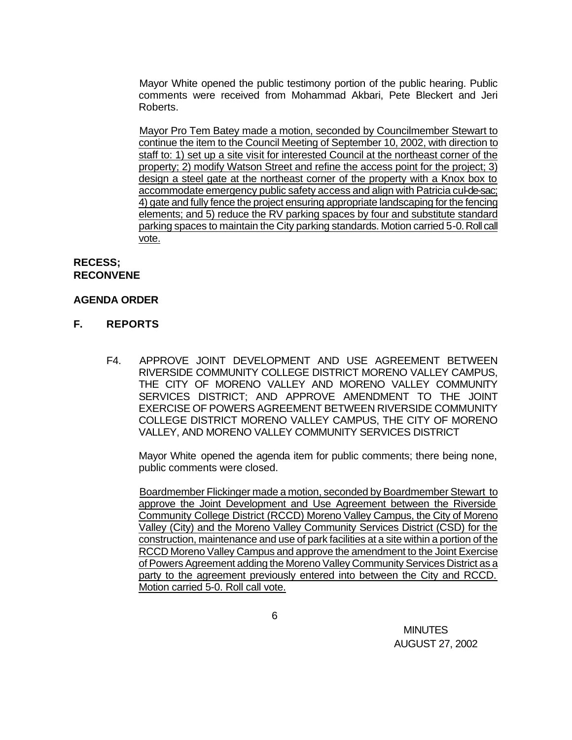Mayor White opened the public testimony portion of the public hearing. Public comments were received from Mohammad Akbari, Pete Bleckert and Jeri Roberts.

Mayor Pro Tem Batey made a motion, seconded by Councilmember Stewart to continue the item to the Council Meeting of September 10, 2002, with direction to staff to: 1) set up a site visit for interested Council at the northeast corner of the property; 2) modify Watson Street and refine the access point for the project; 3) design a steel gate at the northeast corner of the property with a Knox box to accommodate emergency public safety access and align with Patricia cul-de-sac; 4) gate and fully fence the project ensuring appropriate landscaping for the fencing elements; and 5) reduce the RV parking spaces by four and substitute standard parking spaces to maintain the City parking standards. Motion carried 5-0. Roll call vote.

**RECESS; RECONVENE**

**AGENDA ORDER**

## F. REPORTS

F4. APPROVE JOINT DEVELOPMENT AND USE AGREEMENT BETWEEN RIVERSIDE COMMUNITY COLLEGE DISTRICT MORENO VALLEY CAMPUS, THE CITY OF MORENO VALLEY AND MORENO VALLEY COMMUNITY SERVICES DISTRICT; AND APPROVE AMENDMENT TO THE JOINT EXERCISE OF POWERS AGREEMENT BETWEEN RIVERSIDE COMMUNITY COLLEGE DISTRICT MORENO VALLEY CAMPUS, THE CITY OF MORENO VALLEY, AND MORENO VALLEY COMMUNITY SERVICES DISTRICT

Mayor White opened the agenda item for public comments; there being none, public comments were closed.

Boardmember Flickinger made a motion, seconded by Boardmember Stewart to approve the Joint Development and Use Agreement between the Riverside Community College District (RCCD) Moreno Valley Campus, the City of Moreno Valley (City) and the Moreno Valley Community Services District (CSD) for the construction, maintenance and use of park facilities at a site within a portion of the RCCD Moreno Valley Campus and approve the amendment to the Joint Exercise of Powers Agreement adding the Moreno Valley Community Services District as a party to the agreement previously entered into between the City and RCCD. Motion carried 5-0. Roll call vote.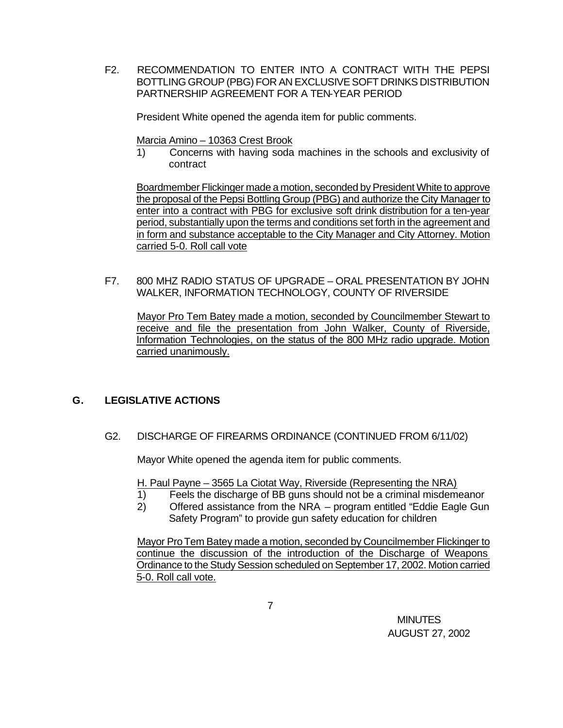F2. RECOMMENDATION TO ENTER INTO A CONTRACT WITH THE PEPSI BOTTLING GROUP (PBG) FOR AN EXCLUSIVE SOFT DRINKS DISTRIBUTION PARTNERSHIP AGREEMENT FOR A TEN-YEAR PERIOD

President White opened the agenda item for public comments.

Marcia Amino – 10363 Crest Brook

1) Concerns with having soda machines in the schools and exclusivity of contract

Boardmember Flickinger made a motion, seconded by President White to approve the proposal of the Pepsi Bottling Group (PBG) and authorize the City Manager to enter into a contract with PBG for exclusive soft drink distribution for a ten-year period, substantially upon the terms and conditions set forth in the agreement and in form and substance acceptable to the City Manager and City Attorney. Motion carried 5-0. Roll call vote

F7. 800 MHZ RADIO STATUS OF UPGRADE – ORAL PRESENTATION BY JOHN WALKER, INFORMATION TECHNOLOGY, COUNTY OF RIVERSIDE

Mayor Pro Tem Batey made a motion, seconded by Councilmember Stewart to receive and file the presentation from John Walker, County of Riverside, Information Technologies, on the status of the 800 MHz radio upgrade. Motion carried unanimously.

## G. LEGISLATIVE ACTIONS

G2. DISCHARGE OF FIREARMS ORDINANCE (CONTINUED FROM 6/11/02)

Mayor White opened the agenda item for public comments.

H. Paul Payne – 3565 La Ciotat Way, Riverside (Representing the NRA)

1) Feels the discharge of BB guns should not be a criminal misdemeanor
2) Offered assistance from the NRA – program entitled "Eddie Eagle Gun Safety Program" to provide gun safety education for children

Mayor Pro Tem Batey made a motion, seconded by Councilmember Flickinger to continue the discussion of the introduction of the Discharge of Weapons Ordinance to the Study Session scheduled on September 17, 2002. Motion carried 5-0. Roll call vote.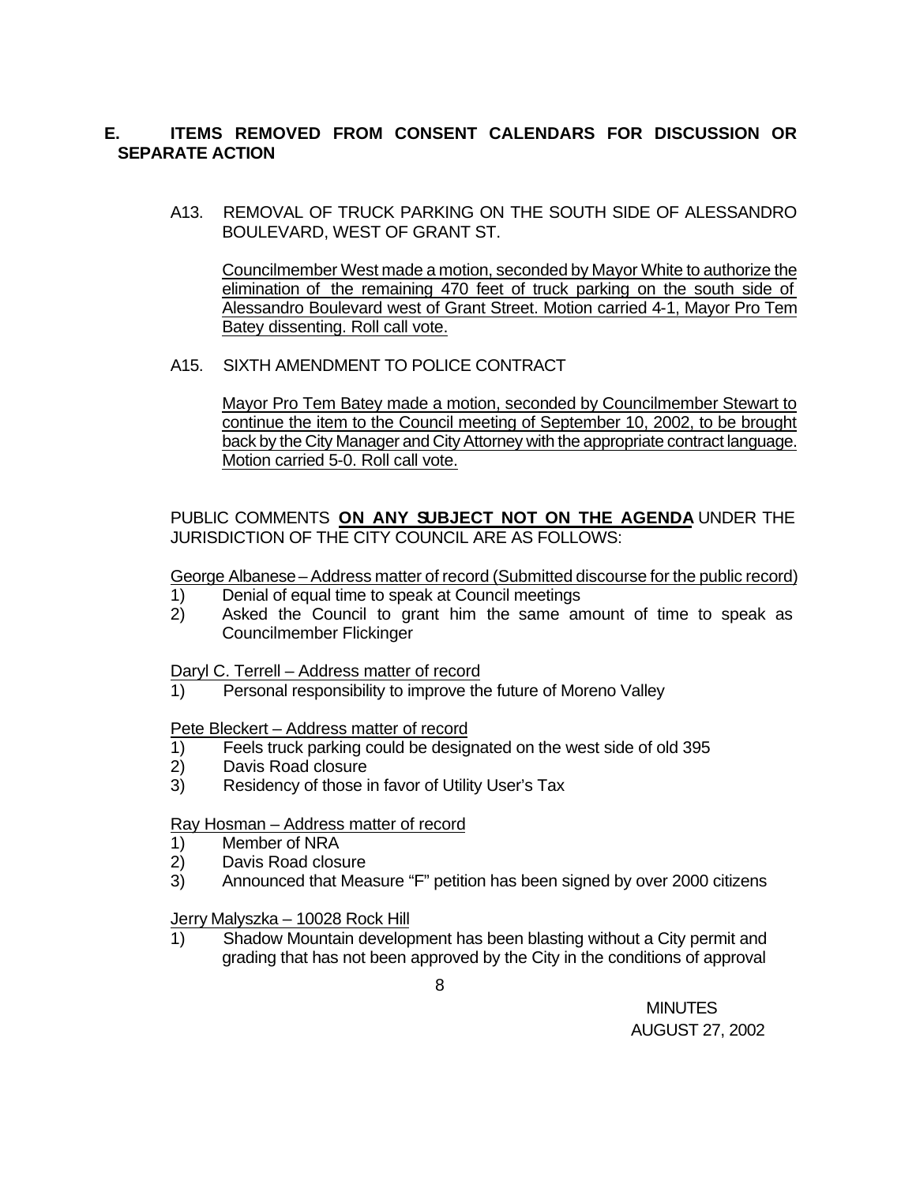## E. ITEMS REMOVED FROM CONSENT CALENDARS FOR DISCUSSION OR SEPARATE ACTION

A13. REMOVAL OF TRUCK PARKING ON THE SOUTH SIDE OF ALESSANDRO BOULEVARD, WEST OF GRANT ST.

Councilmember West made a motion, seconded by Mayor White to authorize the elimination of the remaining 470 feet of truck parking on the south side of Alessandro Boulevard west of Grant Street. Motion carried 4-1, Mayor Pro Tem Batey dissenting. Roll call vote.

A15. SIXTH AMENDMENT TO POLICE CONTRACT

Mayor Pro Tem Batey made a motion, seconded by Councilmember Stewart to continue the item to the Council meeting of September 10, 2002, to be brought back by the City Manager and City Attorney with the appropriate contract language. Motion carried 5-0. Roll call vote.

PUBLIC COMMENTS **ON ANY SUBJECT NOT ON THE AGENDA** UNDER THE JURISDICTION OF THE CITY COUNCIL ARE AS FOLLOWS:

George Albanese – Address matter of record (Submitted discourse for the public record)

1) Denial of equal time to speak at Council meetings
2) Asked the Council to grant him the same amount of time to speak as Councilmember Flickinger

Daryl C. Terrell – Address matter of record

1) Personal responsibility to improve the future of Moreno Valley

Pete Bleckert – Address matter of record

1) Feels truck parking could be designated on the west side of old 395
2) Davis Road closure
3) Residency of those in favor of Utility User's Tax

Ray Hosman – Address matter of record

1) Member of NRA
2) Davis Road closure
3) Announced that Measure "F" petition has been signed by over 2000 citizens

Jerry Malyszka – 10028 Rock Hill

1) Shadow Mountain development has been blasting without a City permit and grading that has not been approved by the City in the conditions of approval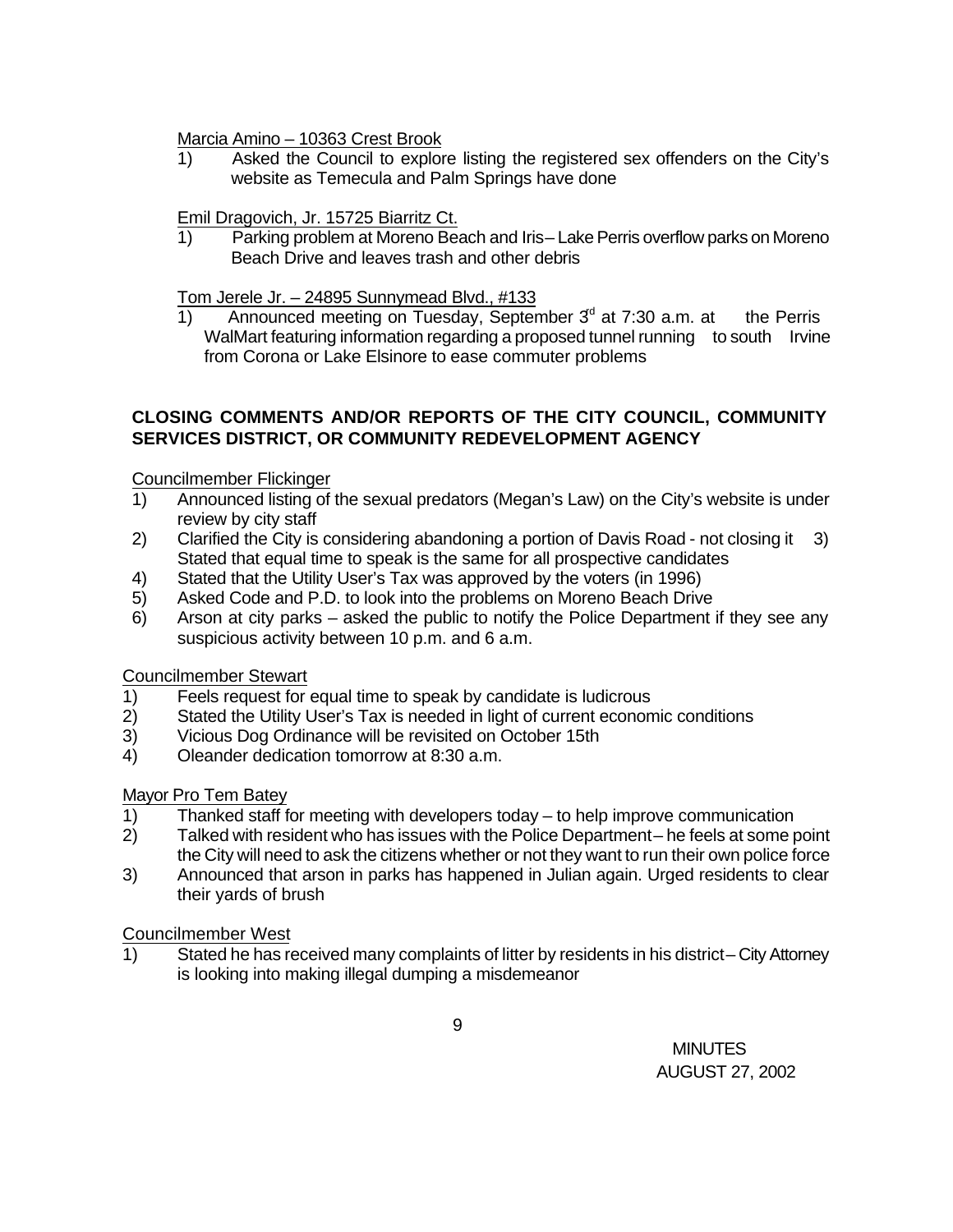Marcia Amino – 10363 Crest Brook

1) Asked the Council to explore listing the registered sex offenders on the City's website as Temecula and Palm Springs have done

Emil Dragovich, Jr. 15725 Biarritz Ct.

1) Parking problem at Moreno Beach and Iris – Lake Perris overflow parks on Moreno Beach Drive and leaves trash and other debris

Tom Jerele Jr. – 24895 Sunnymead Blvd., #133

1) Announced meeting on Tuesday, September 3rd at 7:30 a.m. at the Perris WalMart featuring information regarding a proposed tunnel running to south Irvine from Corona or Lake Elsinore to ease commuter problems

**CLOSING COMMENTS AND/OR REPORTS OF THE CITY COUNCIL, COMMUNITY SERVICES DISTRICT, OR COMMUNITY REDEVELOPMENT AGENCY**

Councilmember Flickinger

1) Announced listing of the sexual predators (Megan's Law) on the City's website is under review by city staff
2) Clarified the City is considering abandoning a portion of Davis Road - not closing it 3) Stated that equal time to speak is the same for all prospective candidates
4) Stated that the Utility User's Tax was approved by the voters (in 1996)
5) Asked Code and P.D. to look into the problems on Moreno Beach Drive
6) Arson at city parks – asked the public to notify the Police Department if they see any suspicious activity between 10 p.m. and 6 a.m.

Councilmember Stewart

1) Feels request for equal time to speak by candidate is ludicrous
2) Stated the Utility User's Tax is needed in light of current economic conditions
3) Vicious Dog Ordinance will be revisited on October 15th
4) Oleander dedication tomorrow at 8:30 a.m.

Mayor Pro Tem Batey

1) Thanked staff for meeting with developers today – to help improve communication
2) Talked with resident who has issues with the Police Department – he feels at some point the City will need to ask the citizens whether or not they want to run their own police force
3) Announced that arson in parks has happened in Julian again. Urged residents to clear their yards of brush

Councilmember West

1) Stated he has received many complaints of litter by residents in his district – City Attorney is looking into making illegal dumping a misdemeanor

MINUTES
AUGUST 27, 2002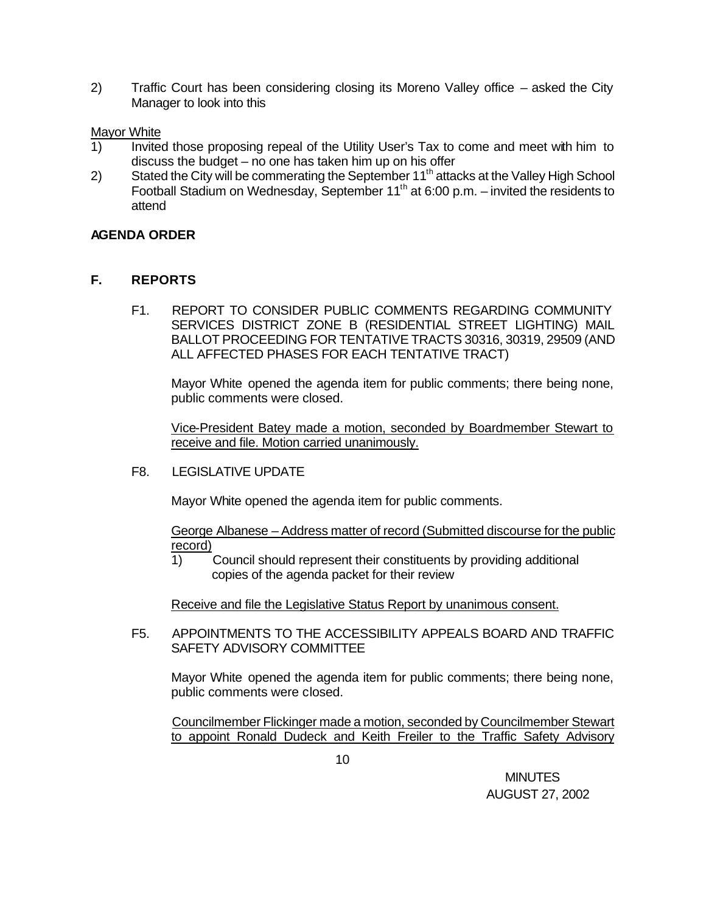2) Traffic Court has been considering closing its Moreno Valley office – asked the City Manager to look into this

Mayor White

1) Invited those proposing repeal of the Utility User's Tax to come and meet with him to discuss the budget – no one has taken him up on his offer
2) Stated the City will be commerating the September 11th attacks at the Valley High School Football Stadium on Wednesday, September 11th at 6:00 p.m. – invited the residents to attend

**AGENDA ORDER**

## F. REPORTS

F1. REPORT TO CONSIDER PUBLIC COMMENTS REGARDING COMMUNITY SERVICES DISTRICT ZONE B (RESIDENTIAL STREET LIGHTING) MAIL BALLOT PROCEEDING FOR TENTATIVE TRACTS 30316, 30319, 29509 (AND ALL AFFECTED PHASES FOR EACH TENTATIVE TRACT)

Mayor White opened the agenda item for public comments; there being none, public comments were closed.

Vice-President Batey made a motion, seconded by Boardmember Stewart to receive and file. Motion carried unanimously.

F8. LEGISLATIVE UPDATE

Mayor White opened the agenda item for public comments.

George Albanese – Address matter of record (Submitted discourse for the public record)

1) Council should represent their constituents by providing additional copies of the agenda packet for their review

Receive and file the Legislative Status Report by unanimous consent.

F5. APPOINTMENTS TO THE ACCESSIBILITY APPEALS BOARD AND TRAFFIC SAFETY ADVISORY COMMITTEE

Mayor White opened the agenda item for public comments; there being none, public comments were closed.

Councilmember Flickinger made a motion, seconded by Councilmember Stewart to appoint Ronald Dudeck and Keith Freiler to the Traffic Safety Advisory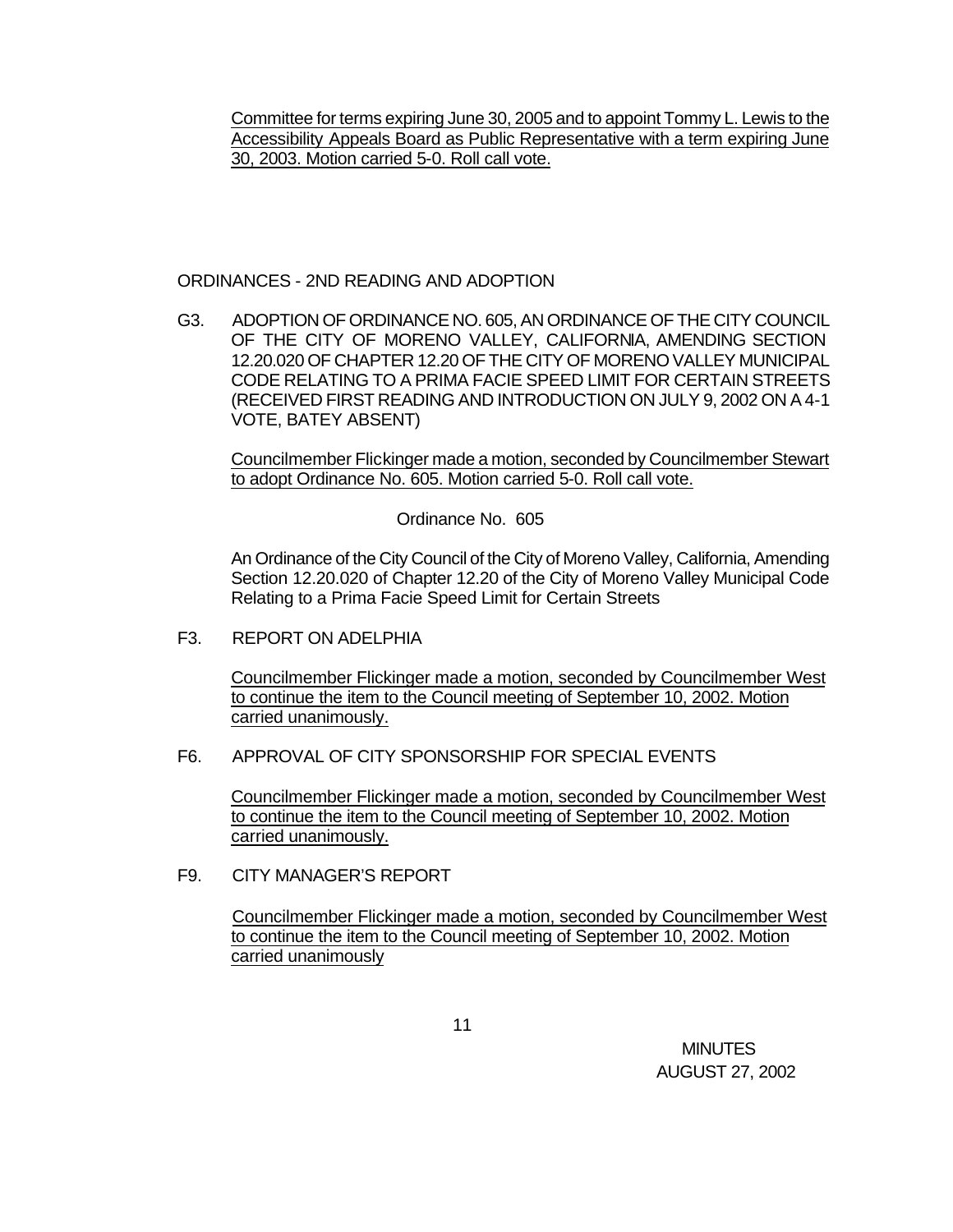Committee for terms expiring June 30, 2005 and to appoint Tommy L. Lewis to the Accessibility Appeals Board as Public Representative with a term expiring June 30, 2003. Motion carried 5-0. Roll call vote.

ORDINANCES - 2ND READING AND ADOPTION

G3. ADOPTION OF ORDINANCE NO. 605, AN ORDINANCE OF THE CITY COUNCIL OF THE CITY OF MORENO VALLEY, CALIFORNIA, AMENDING SECTION 12.20.020 OF CHAPTER 12.20 OF THE CITY OF MORENO VALLEY MUNICIPAL CODE RELATING TO A PRIMA FACIE SPEED LIMIT FOR CERTAIN STREETS (RECEIVED FIRST READING AND INTRODUCTION ON JULY 9, 2002 ON A 4-1 VOTE, BATEY ABSENT)

Councilmember Flickinger made a motion, seconded by Councilmember Stewart to adopt Ordinance No. 605. Motion carried 5-0. Roll call vote.

Ordinance No. 605

An Ordinance of the City Council of the City of Moreno Valley, California, Amending Section 12.20.020 of Chapter 12.20 of the City of Moreno Valley Municipal Code Relating to a Prima Facie Speed Limit for Certain Streets

F3. REPORT ON ADELPHIA

Councilmember Flickinger made a motion, seconded by Councilmember West to continue the item to the Council meeting of September 10, 2002. Motion carried unanimously.

F6. APPROVAL OF CITY SPONSORSHIP FOR SPECIAL EVENTS

Councilmember Flickinger made a motion, seconded by Councilmember West to continue the item to the Council meeting of September 10, 2002. Motion carried unanimously.

F9. CITY MANAGER'S REPORT

Councilmember Flickinger made a motion, seconded by Councilmember West to continue the item to the Council meeting of September 10, 2002. Motion carried unanimously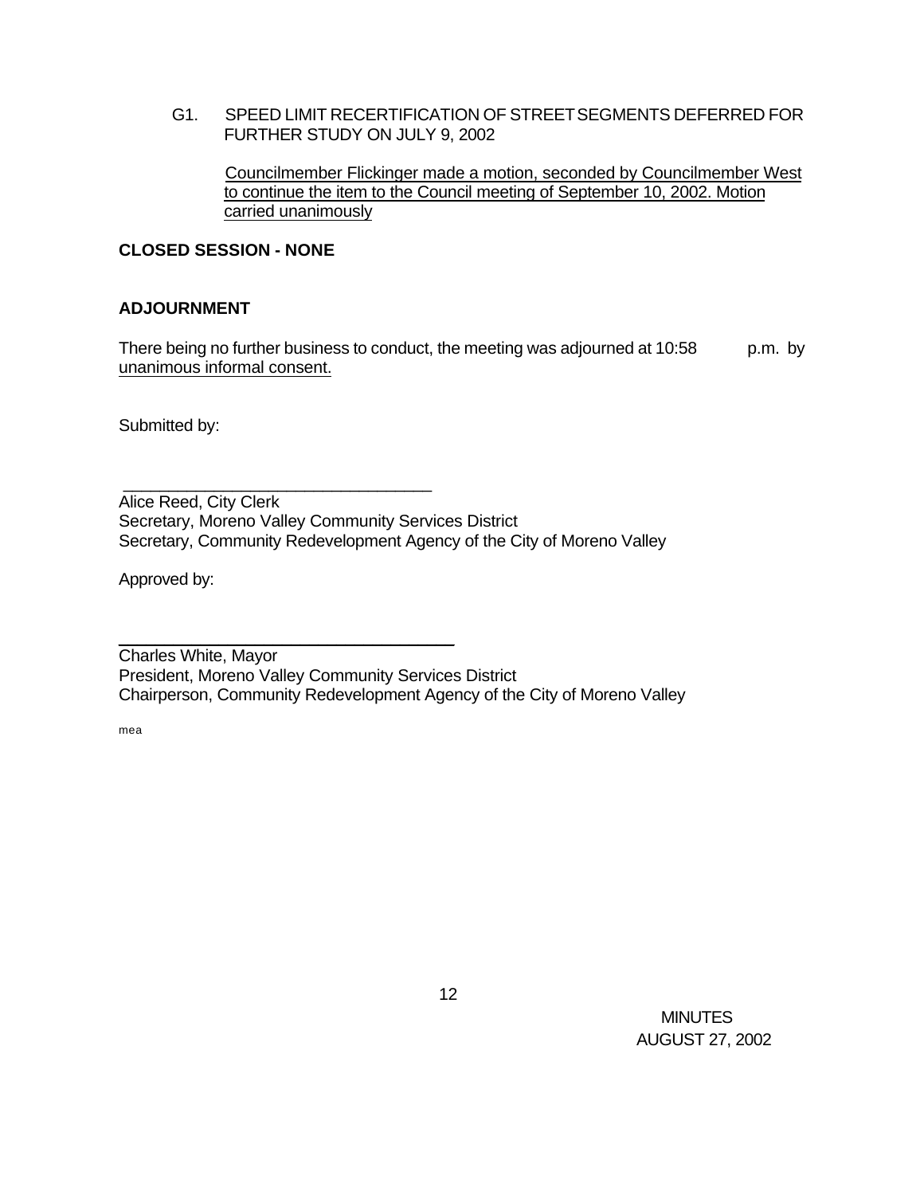G1. SPEED LIMIT RECERTIFICATION OF STREET SEGMENTS DEFERRED FOR FURTHER STUDY ON JULY 9, 2002

Councilmember Flickinger made a motion, seconded by Councilmember West to continue the item to the Council meeting of September 10, 2002. Motion carried unanimously

**CLOSED SESSION - NONE**

**ADJOURNMENT**

There being no further business to conduct, the meeting was adjourned at 10:58 p.m. by unanimous informal consent.

Submitted by:

\_\_\_\_\_\_\_\_\_\_\_\_\_\_\_\_\_\_\_\_\_\_\_\_\_\_\_\_\_\_\_\_\_\_

Alice Reed, City Clerk
Secretary, Moreno Valley Community Services District
Secretary, Community Redevelopment Agency of the City of Moreno Valley

Approved by:

\_\_\_\_\_\_\_\_\_\_\_\_\_\_\_\_\_\_\_\_\_\_\_\_\_\_\_\_\_\_\_\_\_\_

Charles White, Mayor
President, Moreno Valley Community Services District
Chairperson, Community Redevelopment Agency of the City of Moreno Valley

mea

MINUTES
AUGUST 27, 2002